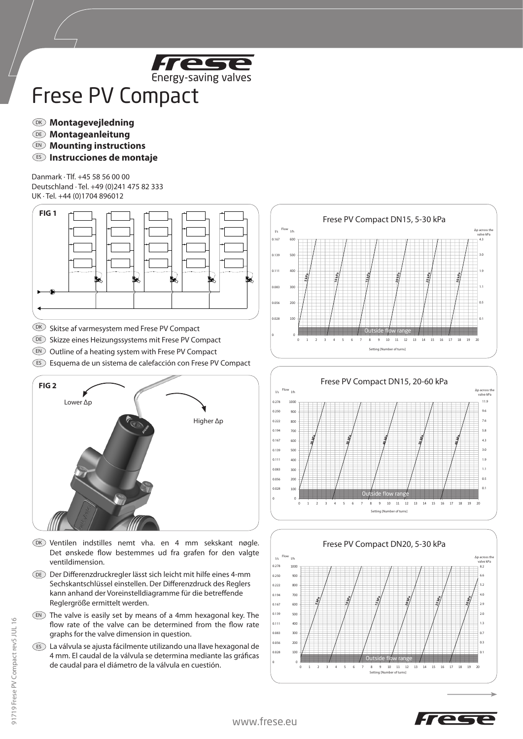Frese
Energy-saving valves

# Frese PV Compact

DK **Montagevejledning**
DE **Montageanleitung**
EN **Mounting instructions**
ES **Instrucciones de montaje**

Danmark · Tlf. +45 58 56 00 00
Deutschland · Tel. +49 (0)241 475 82 333
UK · Tel. +44 (0)1704 896012

**FIG 1**

DK Skitse af varmesystem med Frese PV Compact
DE Skizze eines Heizungssystems mit Frese PV Compact
EN Outline of a heating system with Frese PV Compact
ES Esquema de un sistema de calefacción con Frese PV Compact

**FIG 2**

Lower Δp
Higher Δp

DK Ventilen indstilles nemt vha. en 4 mm sekskant nøgle. Det ønskede flow bestemmes ud fra grafen for den valgte ventildimension.

DE Der Differenzdruckregler lässt sich leicht mit hilfe eines 4-mm Sechskantschlüssel einstellen. Der Differenzdruck des Reglers kann anhand der Voreinstelldiagramme für die betreffende Reglergröße ermittelt werden.

EN The valve is easily set by means of a 4mm hexagonal key. The flow rate of the valve can be determined from the flow rate graphs for the valve dimension in question.

ES La válvula se ajusta fácilmente utilizando una llave hexagonal de 4 mm. El caudal de la válvula se determina mediante las gráficas de caudal para el diámetro de la válvula en cuestión.

**Frese PV Compact DN15, 5-30 kPa**

Flow l/s, l/h; Δp across the valve kPa; Setting [Number of turns] 0–20; Outside flow range; Lines: 5 kPa, 10 kPa, 15 kPa, 20 kPa, 25 kPa, 30 kPa

**Frese PV Compact DN15, 20-60 kPa**

Flow l/s, l/h; Δp across the valve kPa; Setting [Number of turns] 0–20; Outside flow range; Lines: 20 kPa, 30 kPa, 40 kPa, 50 kPa, 60 kPa

**Frese PV Compact DN20, 5-30 kPa**

Flow l/s, l/h; Δp across the valve kPa; Setting [Number of turns] 0–20; Outside flow range; Lines: 5 kPa, 10 kPa, 15 kPa, 20 kPa, 25 kPa, 30 kPa

91719 Frese PV Compact rev5 JUL 16

www.frese.eu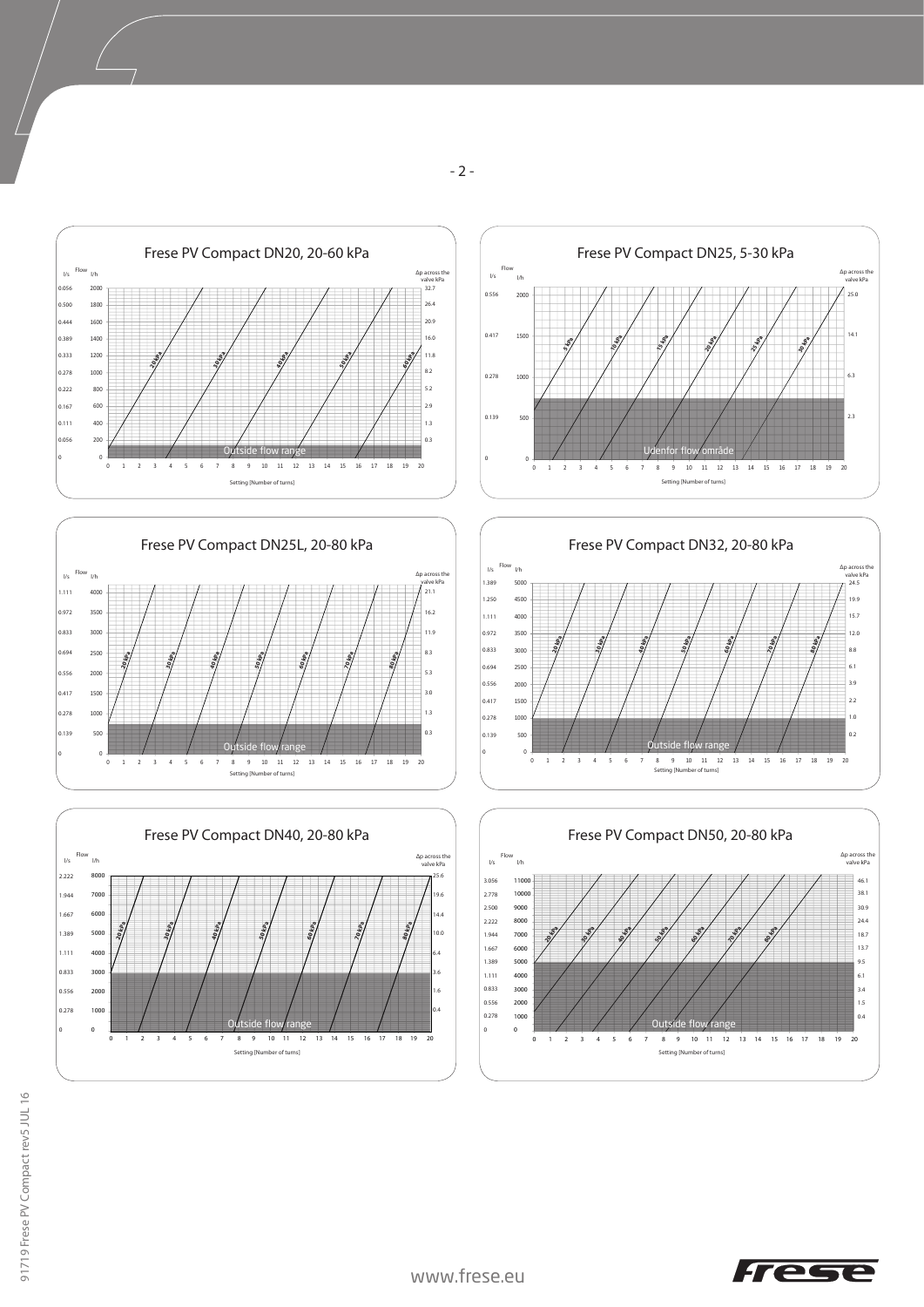## Frese PV Compact DN20, 20-60 kPa

Flow
l/s l/h

0.056 2000
0.500 1800
0.444 1600
0.389 1400
0.333 1200
0.278 1000
0.222 800
0.167 600
0.111 400
0.056 200
0 0

Δp across the valve kPa
32.7
26.4
20.9
16.0
11.8
8.2
5.2
2.9
1.3
0.3

20 kPa
30 kPa
40 kPa
50 kPa
60 kPa

Outside flow range

0 1 2 3 4 5 6 7 8 9 10 11 12 13 14 15 16 17 18 19 20

Setting [Number of turns]

## Frese PV Compact DN25, 5-30 kPa

Flow
l/s l/h

0.556 2000
0.417 1500
0.278 1000
0.139 500
0 0

Δp across the valve kPa
25.0
14.1
6.3
2.3

5 kPa
10 kPa
15 kPa
20 kPa
25 kPa
30 kPa

Udenfor flow område

0 1 2 3 4 5 6 7 8 9 10 11 12 13 14 15 16 17 18 19 20

Setting [Number of turns]

## Frese PV Compact DN25L, 20-80 kPa

Flow
l/s l/h

1.111 4000
0.972 3500
0.833 3000
0.694 2500
0.556 2000
0.417 1500
0.278 1000
0.139 500
0 0

Δp across the valve kPa
21.1
16.2
11.9
8.3
5.3
3.0
1.3
0.3

20 kPa
30 kPa
40 kPa
50 kPa
60 kPa
70 kPa
80 kPa

Outside flow range

0 1 2 3 4 5 6 7 8 9 10 11 12 13 14 15 16 17 18 19 20

Setting [Number of turns]

## Frese PV Compact DN32, 20-80 kPa

Flow
l/s l/h

1.389 5000
1.250 4500
1.111 4000
0.972 3500
0.833 3000
0.694 2500
0.556 2000
0.417 1500
0.278 1000
0.139 500
0 0

Δp across the valve kPa
24.5
19.9
15.7
12.0
8.8
6.1
3.9
2.2
1.0
0.2

20 kPa
30 kPa
40 kPa
50 kPa
60 kPa
70 kPa
80 kPa

Outside flow range

0 1 2 3 4 5 6 7 8 9 10 11 12 13 14 15 16 17 18 19 20

Setting [Number of turns]

## Frese PV Compact DN40, 20-80 kPa

Flow
l/s l/h

2.222 8000
1.944 7000
1.667 6000
1.389 5000
1.111 4000
0.833 3000
0.556 2000
0.278 1000
0 0

Δp across the valve kPa
25.6
19.6
14.4
10.0
6.4
3.6
1.6
0.4

20 kPa
30 kPa
40 kPa
50 kPa
60 kPa
70 kPa
80 kPa

Outside flow range

0 1 2 3 4 5 6 7 8 9 10 11 12 13 14 15 16 17 18 19 20

Setting [Number of turns]

## Frese PV Compact DN50, 20-80 kPa

Flow
l/s l/h

3.056 11000
2.778 10000
2.500 9000
2.222 8000
1.944 7000
1.667 6000
1.389 5000
1.111 4000
0.833 3000
0.556 2000
0.278 1000
0 0

Δp across the valve kPa
46.1
38.1
30.9
24.4
18.7
13.7
9.5
6.1
3.4
1.5
0.4

20 kPa
30 kPa
40 kPa
50 kPa
60 kPa
70 kPa
80 kPa

Outside flow range

0 1 2 3 4 5 6 7 8 9 10 11 12 13 14 15 16 17 18 19 20

Setting [Number of turns]

91719 Frese PV Compact rev5 JUL 16

www.frese.eu